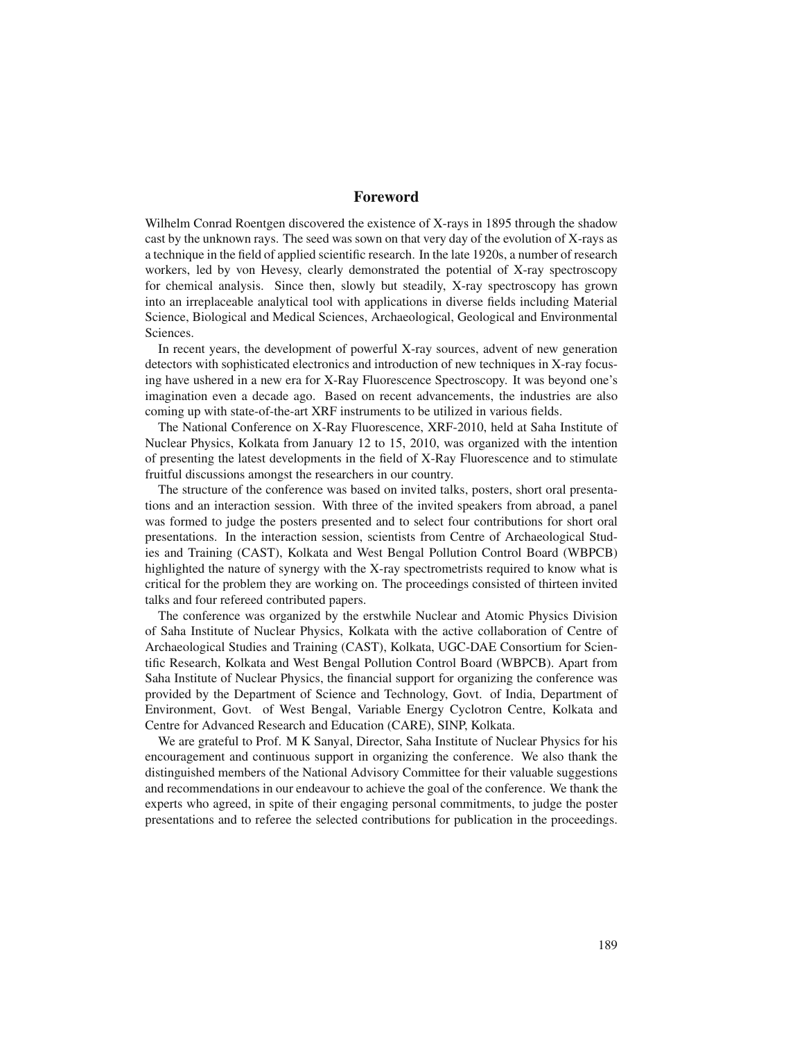# Foreword

Wilhelm Conrad Roentgen discovered the existence of X-rays in 1895 through the shadow cast by the unknown rays. The seed was sown on that very day of the evolution of X-rays as a technique in the field of applied scientific research. In the late 1920s, a number of research workers, led by von Hevesy, clearly demonstrated the potential of X-ray spectroscopy for chemical analysis. Since then, slowly but steadily, X-ray spectroscopy has grown into an irreplaceable analytical tool with applications in diverse fields including Material Science, Biological and Medical Sciences, Archaeological, Geological and Environmental Sciences.

In recent years, the development of powerful X-ray sources, advent of new generation detectors with sophisticated electronics and introduction of new techniques in X-ray focusing have ushered in a new era for X-Ray Fluorescence Spectroscopy. It was beyond one's imagination even a decade ago. Based on recent advancements, the industries are also coming up with state-of-the-art XRF instruments to be utilized in various fields.

The National Conference on X-Ray Fluorescence, XRF-2010, held at Saha Institute of Nuclear Physics, Kolkata from January 12 to 15, 2010, was organized with the intention of presenting the latest developments in the field of X-Ray Fluorescence and to stimulate fruitful discussions amongst the researchers in our country.

The structure of the conference was based on invited talks, posters, short oral presentations and an interaction session. With three of the invited speakers from abroad, a panel was formed to judge the posters presented and to select four contributions for short oral presentations. In the interaction session, scientists from Centre of Archaeological Studies and Training (CAST), Kolkata and West Bengal Pollution Control Board (WBPCB) highlighted the nature of synergy with the X-ray spectrometrists required to know what is critical for the problem they are working on. The proceedings consisted of thirteen invited talks and four refereed contributed papers.

The conference was organized by the erstwhile Nuclear and Atomic Physics Division of Saha Institute of Nuclear Physics, Kolkata with the active collaboration of Centre of Archaeological Studies and Training (CAST), Kolkata, UGC-DAE Consortium for Scientific Research, Kolkata and West Bengal Pollution Control Board (WBPCB). Apart from Saha Institute of Nuclear Physics, the financial support for organizing the conference was provided by the Department of Science and Technology, Govt. of India, Department of Environment, Govt. of West Bengal, Variable Energy Cyclotron Centre, Kolkata and Centre for Advanced Research and Education (CARE), SINP, Kolkata.

We are grateful to Prof. M K Sanyal, Director, Saha Institute of Nuclear Physics for his encouragement and continuous support in organizing the conference. We also thank the distinguished members of the National Advisory Committee for their valuable suggestions and recommendations in our endeavour to achieve the goal of the conference. We thank the experts who agreed, in spite of their engaging personal commitments, to judge the poster presentations and to referee the selected contributions for publication in the proceedings.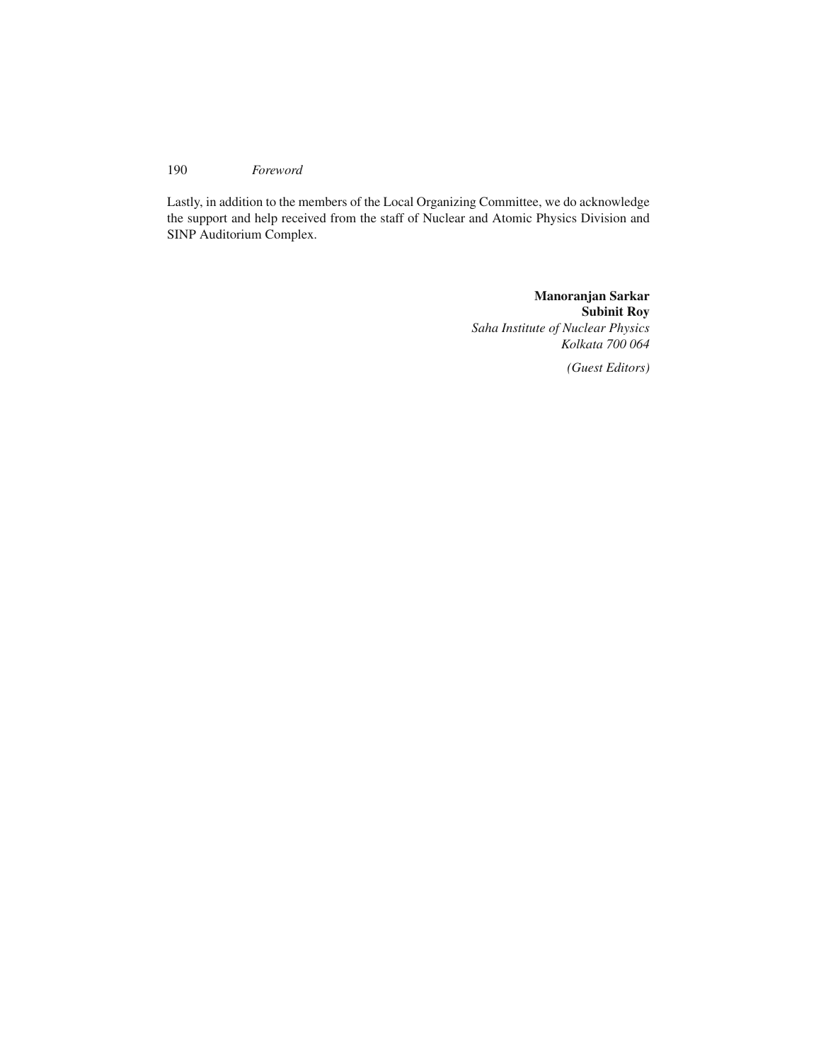Lastly, in addition to the members of the Local Organizing Committee, we do acknowledge the support and help received from the staff of Nuclear and Atomic Physics Division and SINP Auditorium Complex.

**Manoranjan Sarkar**
**Subinit Roy**
*Saha Institute of Nuclear Physics*
*Kolkata 700 064*

*(Guest Editors)*